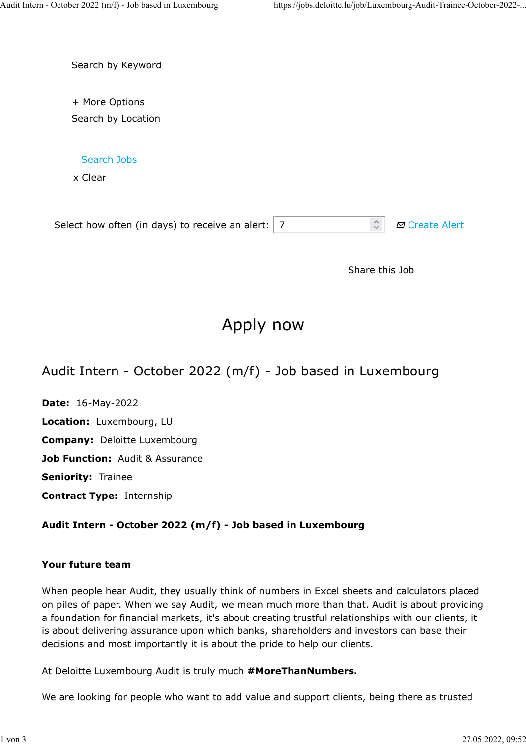Search by Keyword

\+ More Options

Search by Location

Search Jobs

x Clear

Select how often (in days) to receive an alert: 7

Create Alert

Share this Job

# Apply now

## Audit Intern - October 2022 (m/f) - Job based in Luxembourg

**Date:** 16-May-2022

**Location:** Luxembourg, LU

**Company:** Deloitte Luxembourg

**Job Function:** Audit & Assurance

**Seniority:** Trainee

**Contract Type:** Internship

**Audit Intern - October 2022 (m/f) - Job based in Luxembourg**

**Your future team**

When people hear Audit, they usually think of numbers in Excel sheets and calculators placed on piles of paper. When we say Audit, we mean much more than that. Audit is about providing a foundation for financial markets, it's about creating trustful relationships with our clients, it is about delivering assurance upon which banks, shareholders and investors can base their decisions and most importantly it is about the pride to help our clients.

At Deloitte Luxembourg Audit is truly much **#MoreThanNumbers.**

We are looking for people who want to add value and support clients, being there as trusted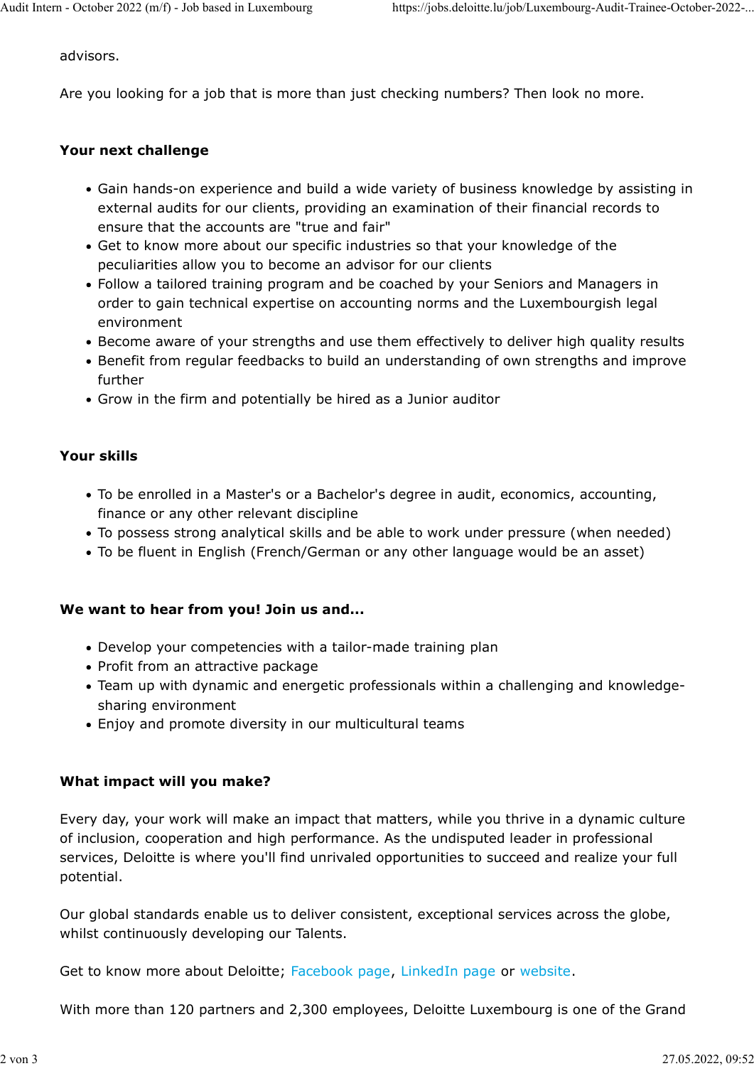advisors.

Are you looking for a job that is more than just checking numbers? Then look no more.

**Your next challenge**

- Gain hands-on experience and build a wide variety of business knowledge by assisting in external audits for our clients, providing an examination of their financial records to ensure that the accounts are "true and fair"
- Get to know more about our specific industries so that your knowledge of the peculiarities allow you to become an advisor for our clients
- Follow a tailored training program and be coached by your Seniors and Managers in order to gain technical expertise on accounting norms and the Luxembourgish legal environment
- Become aware of your strengths and use them effectively to deliver high quality results
- Benefit from regular feedbacks to build an understanding of own strengths and improve further
- Grow in the firm and potentially be hired as a Junior auditor

**Your skills**

- To be enrolled in a Master's or a Bachelor's degree in audit, economics, accounting, finance or any other relevant discipline
- To possess strong analytical skills and be able to work under pressure (when needed)
- To be fluent in English (French/German or any other language would be an asset)

**We want to hear from you! Join us and...**

- Develop your competencies with a tailor-made training plan
- Profit from an attractive package
- Team up with dynamic and energetic professionals within a challenging and knowledge-sharing environment
- Enjoy and promote diversity in our multicultural teams

**What impact will you make?**

Every day, your work will make an impact that matters, while you thrive in a dynamic culture of inclusion, cooperation and high performance. As the undisputed leader in professional services, Deloitte is where you'll find unrivaled opportunities to succeed and realize your full potential.

Our global standards enable us to deliver consistent, exceptional services across the globe, whilst continuously developing our Talents.

Get to know more about Deloitte; Facebook page, LinkedIn page or website.

With more than 120 partners and 2,300 employees, Deloitte Luxembourg is one of the Grand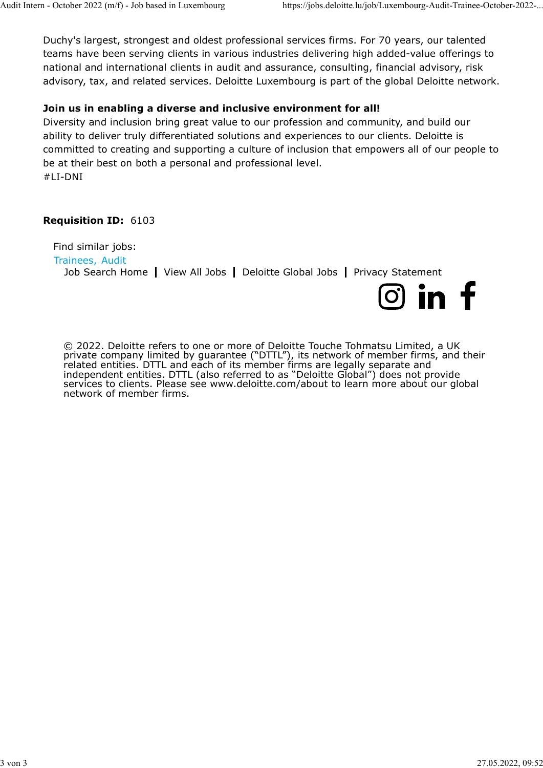Duchy's largest, strongest and oldest professional services firms. For 70 years, our talented teams have been serving clients in various industries delivering high added-value offerings to national and international clients in audit and assurance, consulting, financial advisory, risk advisory, tax, and related services. Deloitte Luxembourg is part of the global Deloitte network.

**Join us in enabling a diverse and inclusive environment for all!**
Diversity and inclusion bring great value to our profession and community, and build our ability to deliver truly differentiated solutions and experiences to our clients. Deloitte is committed to creating and supporting a culture of inclusion that empowers all of our people to be at their best on both a personal and professional level.
#LI-DNI

**Requisition ID:** 6103

Find similar jobs:
Trainees, Audit

Job Search Home | View All Jobs | Deloitte Global Jobs | Privacy Statement

© 2022. Deloitte refers to one or more of Deloitte Touche Tohmatsu Limited, a UK private company limited by guarantee (“DTTL”), its network of member firms, and their related entities. DTTL and each of its member firms are legally separate and independent entities. DTTL (also referred to as “Deloitte Global”) does not provide services to clients. Please see www.deloitte.com/about to learn more about our global network of member firms.